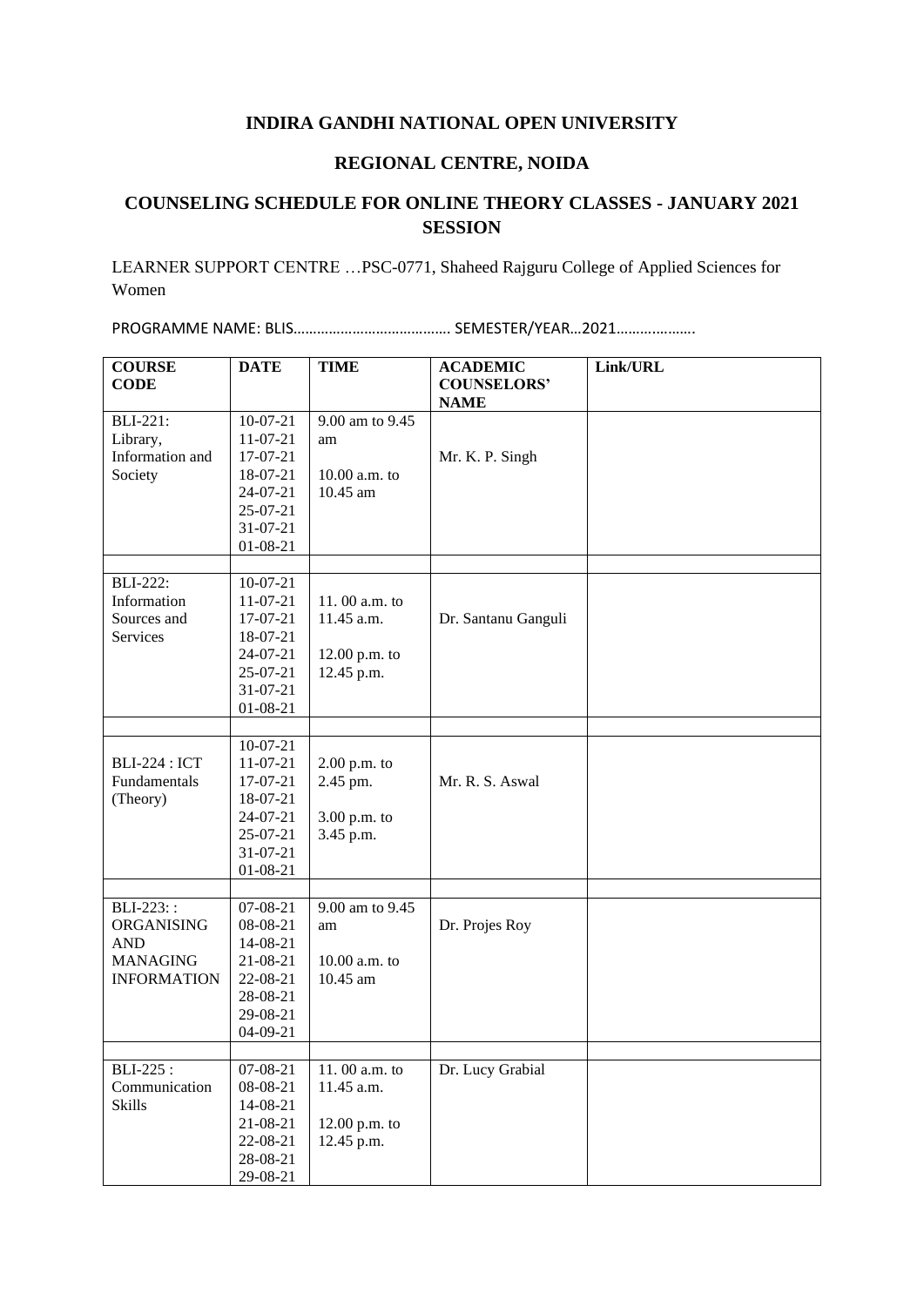**INDIRA GANDHI NATIONAL OPEN UNIVERSITY**

**REGIONAL CENTRE, NOIDA**

**COUNSELING SCHEDULE FOR ONLINE THEORY CLASSES - JANUARY 2021 SESSION**

LEARNER SUPPORT CENTRE …PSC-0771, Shaheed Rajguru College of Applied Sciences for Women

PROGRAMME NAME: BLIS………………………………… SEMESTER/YEAR…2021……………….

| COURSE CODE | DATE | TIME | ACADEMIC COUNSELORS' NAME | Link/URL |
|---|---|---|---|---|
| BLI-221: Library, Information and Society | 10-07-21<br>11-07-21<br>17-07-21<br>18-07-21<br>24-07-21<br>25-07-21<br>31-07-21<br>01-08-21 | 9.00 am to 9.45 am<br><br>10.00 a.m. to 10.45 am | Mr. K. P. Singh | |
| | | | | |
| BLI-222: Information Sources and Services | 10-07-21<br>11-07-21<br>17-07-21<br>18-07-21<br>24-07-21<br>25-07-21<br>31-07-21<br>01-08-21 | 11. 00 a.m. to 11.45 a.m.<br><br>12.00 p.m. to 12.45 p.m. | Dr. Santanu Ganguli | |
| | | | | |
| BLI-224 : ICT Fundamentals (Theory) | 10-07-21<br>11-07-21<br>17-07-21<br>18-07-21<br>24-07-21<br>25-07-21<br>31-07-21<br>01-08-21 | 2.00 p.m. to 2.45 pm.<br><br>3.00 p.m. to 3.45 p.m. | Mr. R. S. Aswal | |
| | | | | |
| BLI-223: : ORGANISING AND MANAGING INFORMATION | 07-08-21<br>08-08-21<br>14-08-21<br>21-08-21<br>22-08-21<br>28-08-21<br>29-08-21<br>04-09-21 | 9.00 am to 9.45 am<br><br>10.00 a.m. to 10.45 am | Dr. Projes Roy | |
| | | | | |
| BLI-225 : Communication Skills | 07-08-21<br>08-08-21<br>14-08-21<br>21-08-21<br>22-08-21<br>28-08-21<br>29-08-21 | 11. 00 a.m. to 11.45 a.m.<br><br>12.00 p.m. to 12.45 p.m. | Dr. Lucy Grabial | |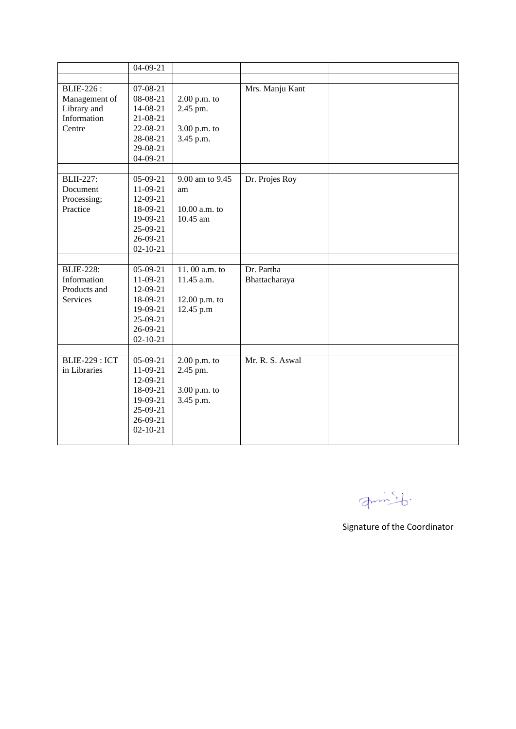| | | | | |
|---|---|---|---|---|
| | 04-09-21 | | | |
| | | | | |
| BLIE-226 : Management of Library and Information Centre | 07-08-21<br>08-08-21<br>14-08-21<br>21-08-21<br>22-08-21<br>28-08-21<br>29-08-21<br>04-09-21 | 2.00 p.m. to 2.45 pm.<br><br>3.00 p.m. to 3.45 p.m. | Mrs. Manju Kant | |
| | | | | |
| BLII-227: Document Processing; Practice | 05-09-21<br>11-09-21<br>12-09-21<br>18-09-21<br>19-09-21<br>25-09-21<br>26-09-21<br>02-10-21 | 9.00 am to 9.45 am<br><br>10.00 a.m. to 10.45 am | Dr. Projes Roy | |
| | | | | |
| BLIE-228: Information Products and Services | 05-09-21<br>11-09-21<br>12-09-21<br>18-09-21<br>19-09-21<br>25-09-21<br>26-09-21<br>02-10-21 | 11. 00 a.m. to 11.45 a.m.<br><br>12.00 p.m. to 12.45 p.m | Dr. Partha Bhattacharaya | |
| | | | | |
| BLIE-229 : ICT in Libraries | 05-09-21<br>11-09-21<br>12-09-21<br>18-09-21<br>19-09-21<br>25-09-21<br>26-09-21<br>02-10-21 | 2.00 p.m. to 2.45 pm.<br><br>3.00 p.m. to 3.45 p.m. | Mr. R. S. Aswal | |

Signature of the Coordinator